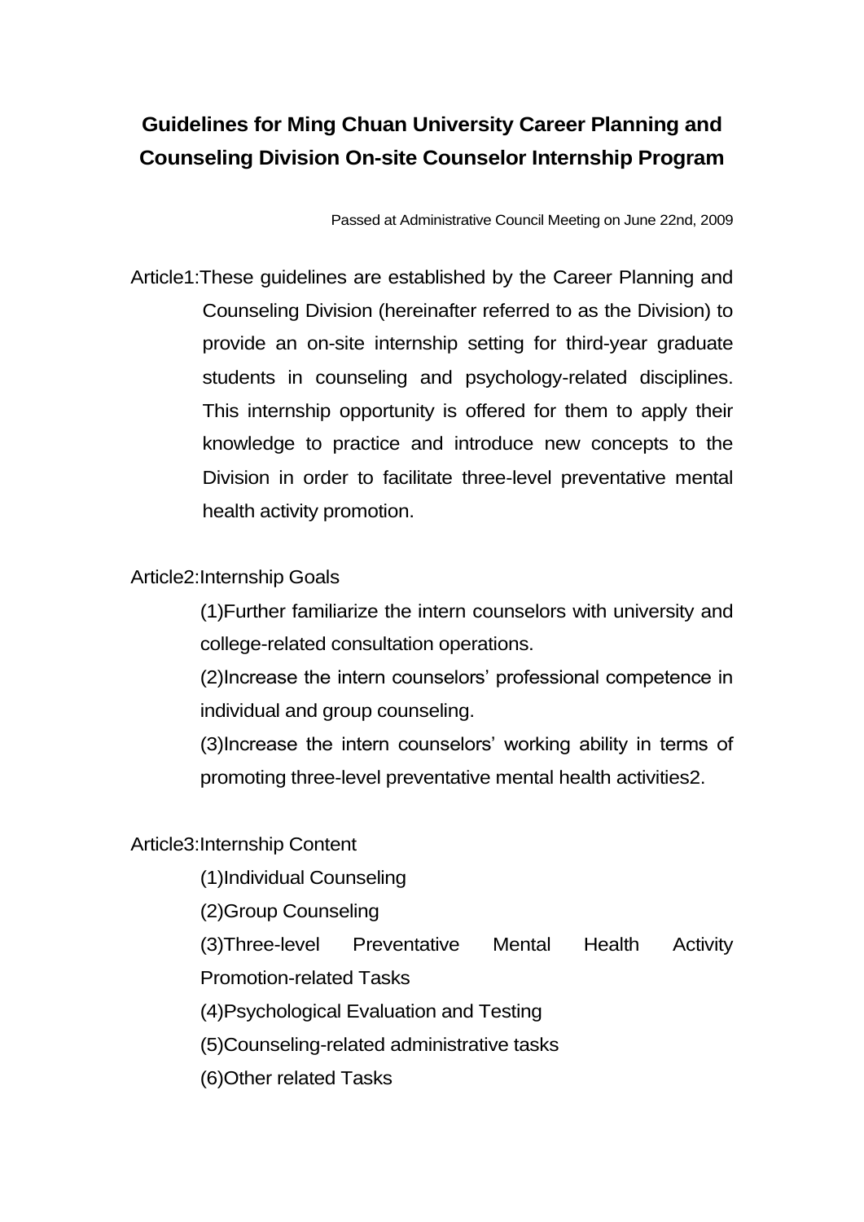# Guidelines for Ming Chuan University Career Planning and Counseling Division On-site Counselor Internship Program

Passed at Administrative Council Meeting on June 22nd, 2009

Article1:These guidelines are established by the Career Planning and Counseling Division (hereinafter referred to as the Division) to provide an on-site internship setting for third-year graduate students in counseling and psychology-related disciplines. This internship opportunity is offered for them to apply their knowledge to practice and introduce new concepts to the Division in order to facilitate three-level preventative mental health activity promotion.

Article2:Internship Goals

(1)Further familiarize the intern counselors with university and college-related consultation operations.

(2)Increase the intern counselors' professional competence in individual and group counseling.

(3)Increase the intern counselors' working ability in terms of promoting three-level preventative mental health activities2.

Article3:Internship Content

(1)Individual Counseling

(2)Group Counseling

(3)Three-level Preventative Mental Health Activity Promotion-related Tasks

(4)Psychological Evaluation and Testing

(5)Counseling-related administrative tasks

(6)Other related Tasks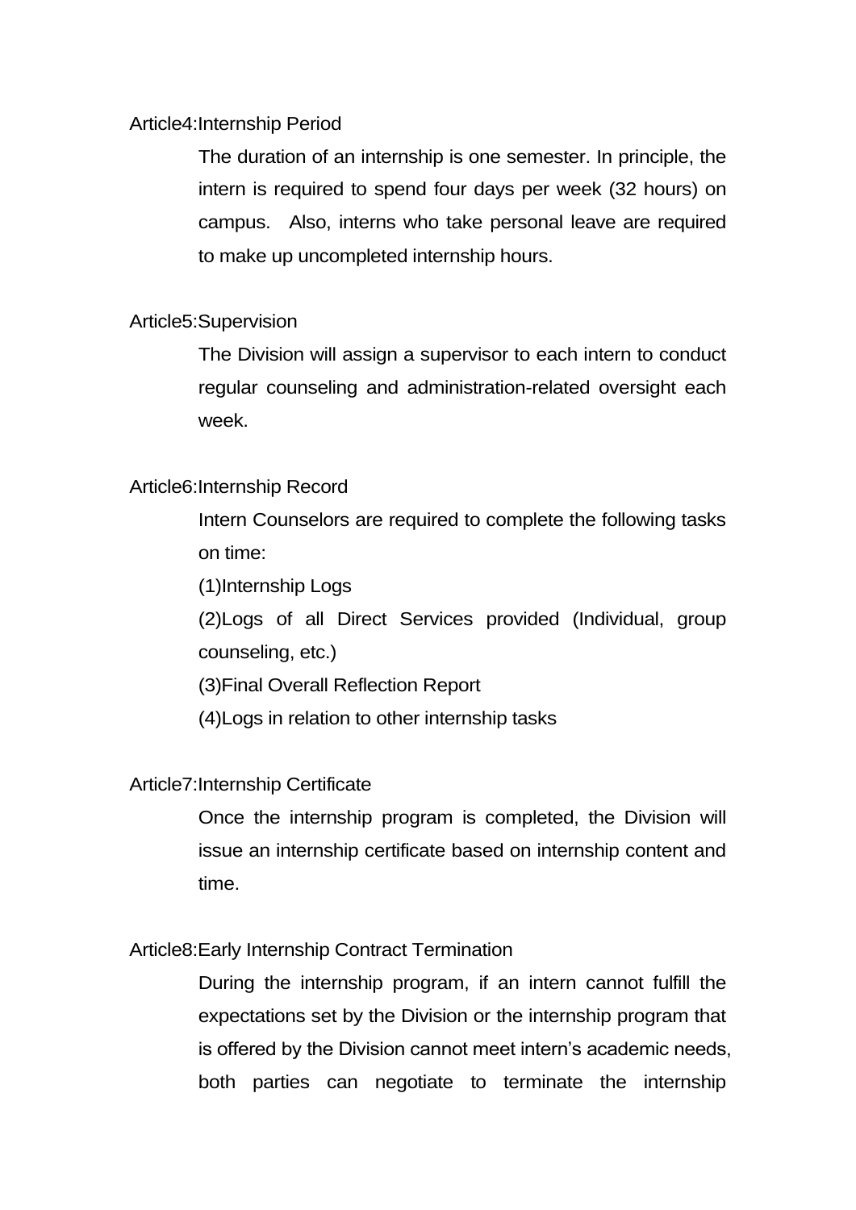## Article4:Internship Period

The duration of an internship is one semester. In principle, the intern is required to spend four days per week (32 hours) on campus. Also, interns who take personal leave are required to make up uncompleted internship hours.

## Article5:Supervision

The Division will assign a supervisor to each intern to conduct regular counseling and administration-related oversight each week.

## Article6:Internship Record

Intern Counselors are required to complete the following tasks on time:

(1)Internship Logs

(2)Logs of all Direct Services provided (Individual, group counseling, etc.)

(3)Final Overall Reflection Report

(4)Logs in relation to other internship tasks

## Article7:Internship Certificate

Once the internship program is completed, the Division will issue an internship certificate based on internship content and time.

## Article8:Early Internship Contract Termination

During the internship program, if an intern cannot fulfill the expectations set by the Division or the internship program that is offered by the Division cannot meet intern's academic needs, both parties can negotiate to terminate the internship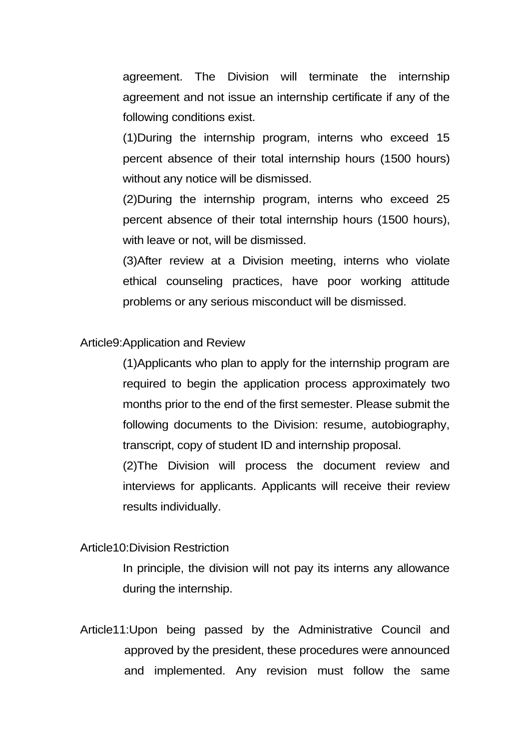agreement. The Division will terminate the internship agreement and not issue an internship certificate if any of the following conditions exist.

(1)During the internship program, interns who exceed 15 percent absence of their total internship hours (1500 hours) without any notice will be dismissed.

(2)During the internship program, interns who exceed 25 percent absence of their total internship hours (1500 hours), with leave or not, will be dismissed.

(3)After review at a Division meeting, interns who violate ethical counseling practices, have poor working attitude problems or any serious misconduct will be dismissed.

Article9:Application and Review

(1)Applicants who plan to apply for the internship program are required to begin the application process approximately two months prior to the end of the first semester. Please submit the following documents to the Division: resume, autobiography, transcript, copy of student ID and internship proposal.

(2)The Division will process the document review and interviews for applicants. Applicants will receive their review results individually.

Article10:Division Restriction

In principle, the division will not pay its interns any allowance during the internship.

Article11:Upon being passed by the Administrative Council and approved by the president, these procedures were announced and implemented. Any revision must follow the same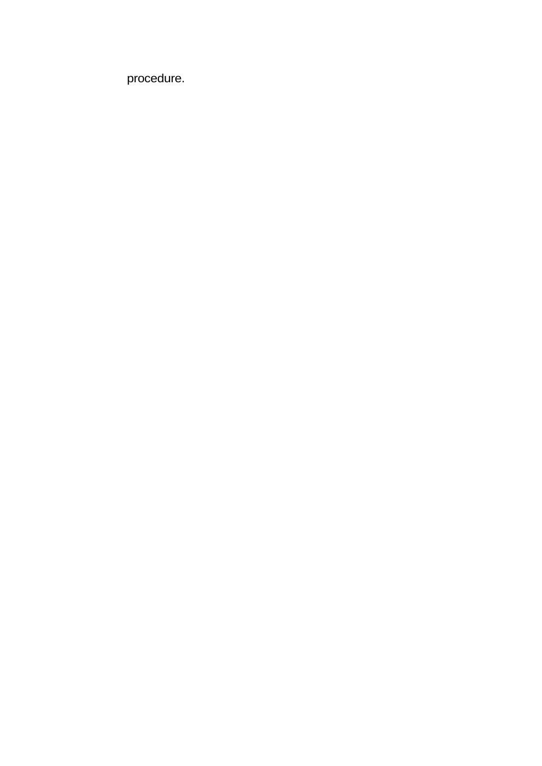procedure.